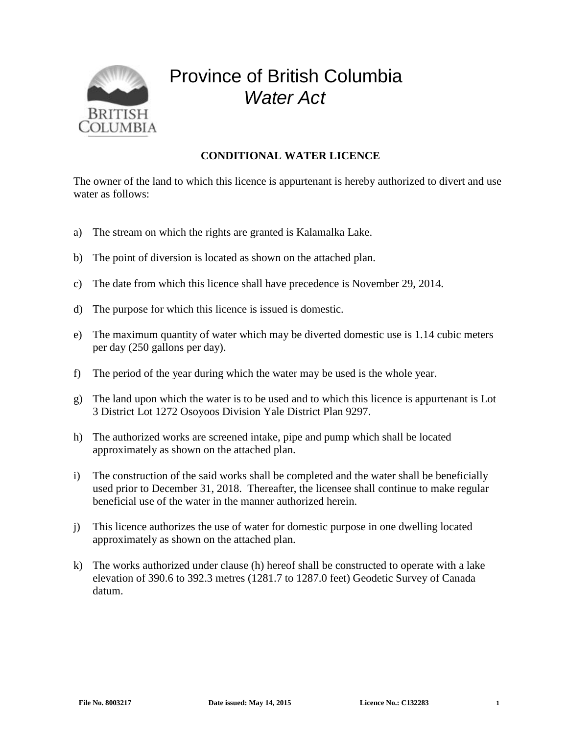# Province of British Columbia
## *Water Act*

**CONDITIONAL WATER LICENCE**

The owner of the land to which this licence is appurtenant is hereby authorized to divert and use water as follows:

a) The stream on which the rights are granted is Kalamalka Lake.

b) The point of diversion is located as shown on the attached plan.

c) The date from which this licence shall have precedence is November 29, 2014.

d) The purpose for which this licence is issued is domestic.

e) The maximum quantity of water which may be diverted domestic use is 1.14 cubic meters per day (250 gallons per day).

f) The period of the year during which the water may be used is the whole year.

g) The land upon which the water is to be used and to which this licence is appurtenant is Lot 3 District Lot 1272 Osoyoos Division Yale District Plan 9297.

h) The authorized works are screened intake, pipe and pump which shall be located approximately as shown on the attached plan.

i) The construction of the said works shall be completed and the water shall be beneficially used prior to December 31, 2018. Thereafter, the licensee shall continue to make regular beneficial use of the water in the manner authorized herein.

j) This licence authorizes the use of water for domestic purpose in one dwelling located approximately as shown on the attached plan.

k) The works authorized under clause (h) hereof shall be constructed to operate with a lake elevation of 390.6 to 392.3 metres (1281.7 to 1287.0 feet) Geodetic Survey of Canada datum.

**File No. 8003217** **Date issued: May 14, 2015** **Licence No.: C132283**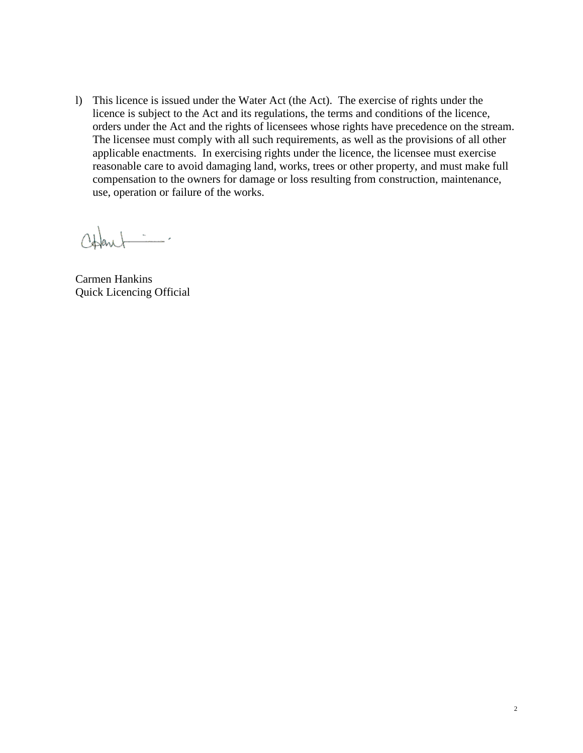l) This licence is issued under the Water Act (the Act). The exercise of rights under the licence is subject to the Act and its regulations, the terms and conditions of the licence, orders under the Act and the rights of licensees whose rights have precedence on the stream. The licensee must comply with all such requirements, as well as the provisions of all other applicable enactments. In exercising rights under the licence, the licensee must exercise reasonable care to avoid damaging land, works, trees or other property, and must make full compensation to the owners for damage or loss resulting from construction, maintenance, use, operation or failure of the works.

Carmen Hankins
Quick Licencing Official